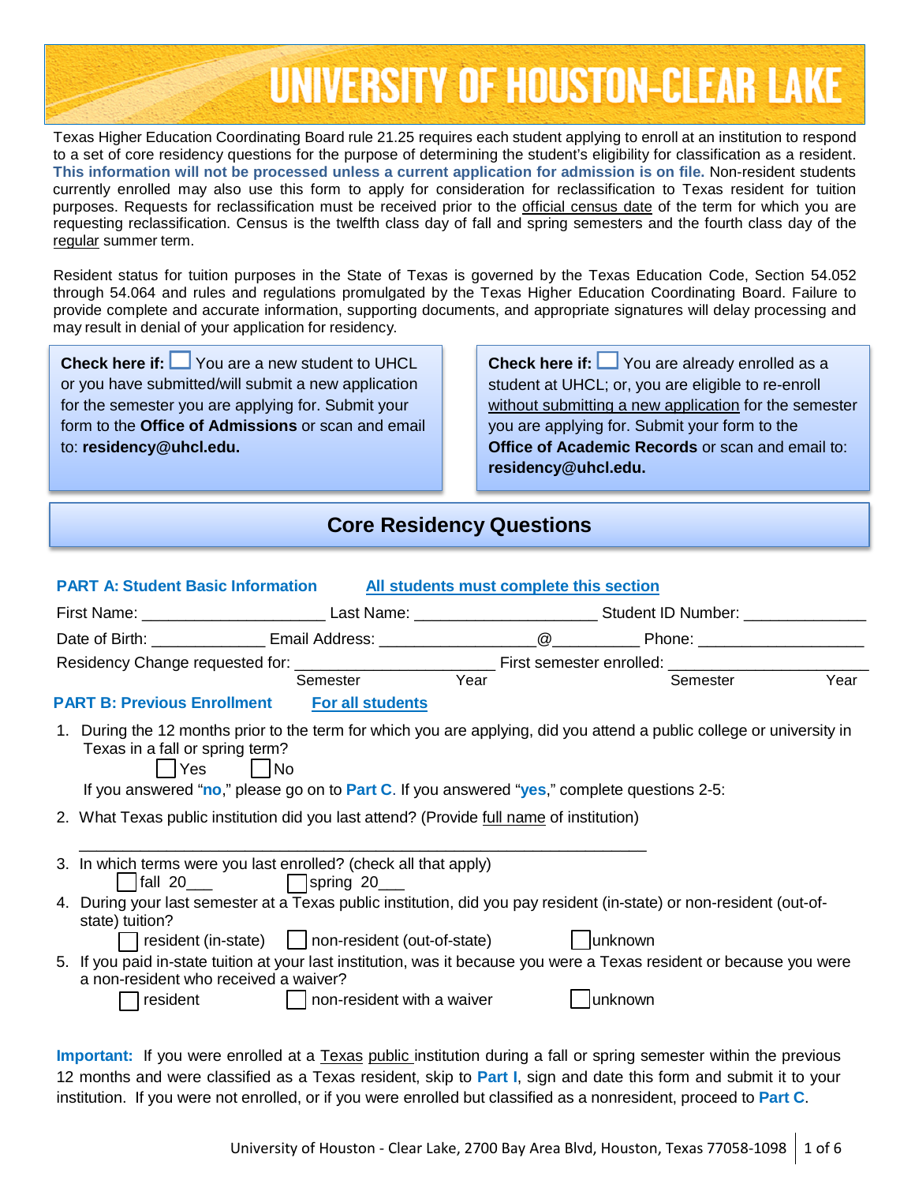# UNIVERSITY OF HOUSTON-CLEAR LAKE

Texas Higher Education Coordinating Board rule 21.25 requires each student applying to enroll at an institution to respond to a set of core residency questions for the purpose of determining the student's eligibility for classification as a resident. **This information will not be processed unless a current application for admission is on file.** Non-resident students currently enrolled may also use this form to apply for consideration for reclassification to Texas resident for tuition purposes. Requests for reclassification must be received prior to the official census date of the term for which you are requesting reclassification. Census is the twelfth class day of fall and spring semesters and the fourth class day of the regular summer term.

Resident status for tuition purposes in the State of Texas is governed by the Texas Education Code, Section 54.052 through 54.064 and rules and regulations promulgated by the Texas Higher Education Coordinating Board. Failure to provide complete and accurate information, supporting documents, and appropriate signatures will delay processing and may result in denial of your application for residency.

**Check here if:** ☐ You are a new student to UHCL or you have submitted/will submit a new application for the semester you are applying for. Submit your form to the **Office of Admissions** or scan and email to: **residency@uhcl.edu.**

**Check here if:** ☐ You are already enrolled as a student at UHCL; or, you are eligible to re-enroll without submitting a new application for the semester you are applying for. Submit your form to the **Office of Academic Records** or scan and email to: **residency@uhcl.edu.**

## Core Residency Questions

### PART A: Student Basic Information — All students must complete this section

First Name: ____________________ Last Name: ____________________ Student ID Number: _____________

Date of Birth: ____________ Email Address: ________________@_________ Phone: __________________

Residency Change requested for: ______________________ (Semester, Year) First semester enrolled: ______________________ (Semester, Year)

### PART B: Previous Enrollment — For all students

1. During the 12 months prior to the term for which you are applying, did you attend a public college or university in Texas in a fall or spring term?
   ☐ Yes ☐ No
   If you answered "**no**," please go on to **Part C**. If you answered "**yes**," complete questions 2-5:
2. What Texas public institution did you last attend? (Provide full name of institution)
   ________________________________________________________________
3. In which terms were you last enrolled? (check all that apply)
   ☐ fall 20___ ☐ spring 20___
4. During your last semester at a Texas public institution, did you pay resident (in-state) or non-resident (out-of-state) tuition?
   ☐ resident (in-state) ☐ non-resident (out-of-state) ☐ unknown
5. If you paid in-state tuition at your last institution, was it because you were a Texas resident or because you were a non-resident who received a waiver?
   ☐ resident ☐ non-resident with a waiver ☐ unknown

**Important:** If you were enrolled at a Texas public institution during a fall or spring semester within the previous 12 months and were classified as a Texas resident, skip to **Part I**, sign and date this form and submit it to your institution. If you were not enrolled, or if you were enrolled but classified as a nonresident, proceed to **Part C**.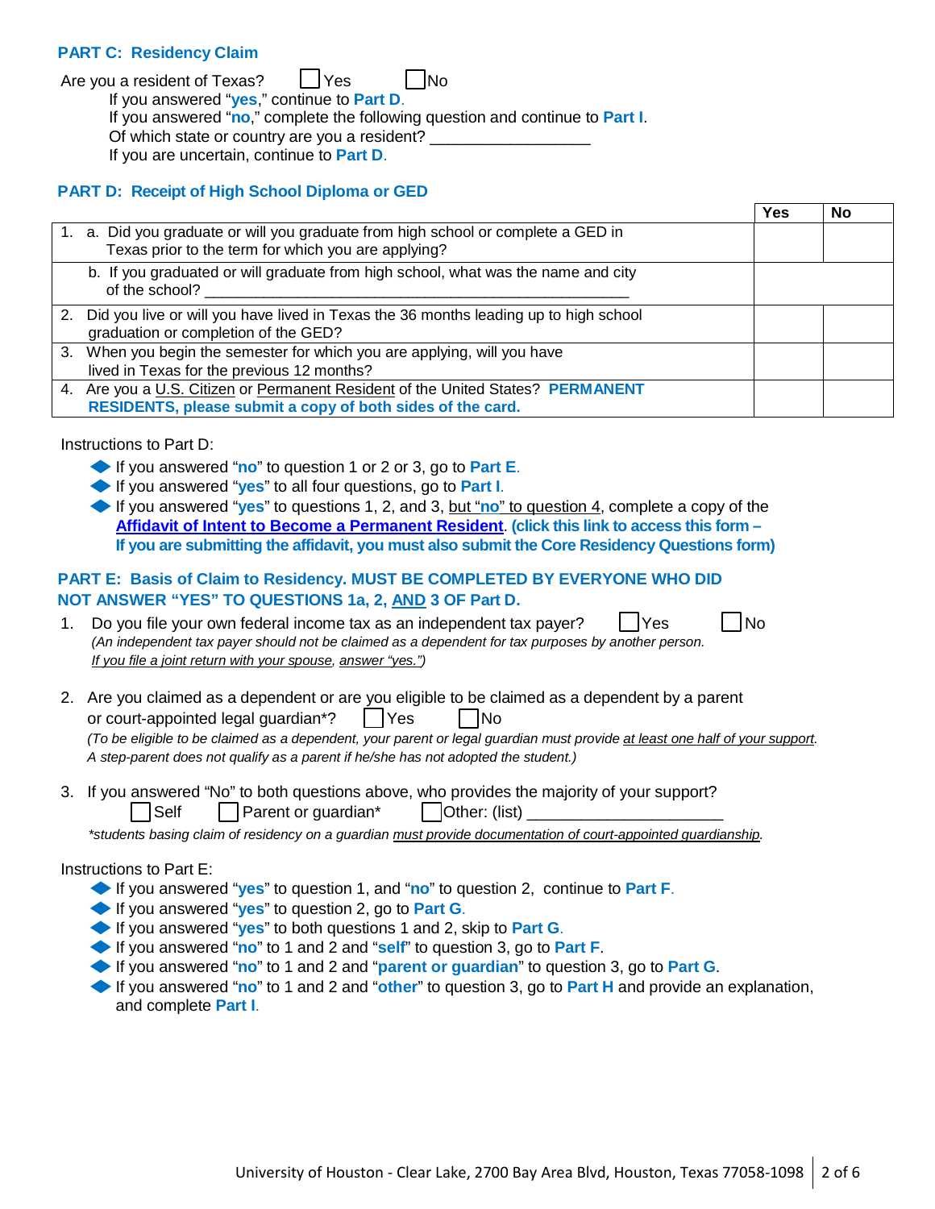### PART C: Residency Claim

Are you a resident of Texas? ☐ Yes ☐ No

If you answered "**yes**," continue to **Part D**.

If you answered "**no**," complete the following question and continue to **Part I**.

Of which state or country are you a resident? __________________

If you are uncertain, continue to **Part D**.

### PART D: Receipt of High School Diploma or GED

| | Yes | No |
|---|---|---|
| 1. a. Did you graduate or will you graduate from high school or complete a GED in Texas prior to the term for which you are applying? | | |
| b. If you graduated or will graduate from high school, what was the name and city of the school? ___________________________________________________ | | |
| 2. Did you live or will you have lived in Texas the 36 months leading up to high school graduation or completion of the GED? | | |
| 3. When you begin the semester for which you are applying, will you have lived in Texas for the previous 12 months? | | |
| 4. Are you a U.S. Citizen or Permanent Resident of the United States? **PERMANENT RESIDENTS, please submit a copy of both sides of the card.** | | |

Instructions to Part D:

- If you answered "**no**" to question 1 or 2 or 3, go to **Part E**.
- If you answered "**yes**" to all four questions, go to **Part I**.
- If you answered "**yes**" to questions 1, 2, and 3, but "**no**" to question 4, complete a copy of the **Affidavit of Intent to Become a Permanent Resident**. **(click this link to access this form – If you are submitting the affidavit, you must also submit the Core Residency Questions form)**

### PART E: Basis of Claim to Residency. MUST BE COMPLETED BY EVERYONE WHO DID NOT ANSWER "YES" TO QUESTIONS 1a, 2, AND 3 OF Part D.

1. Do you file your own federal income tax as an independent tax payer? ☐ Yes ☐ No
   *(An independent tax payer should not be claimed as a dependent for tax purposes by another person. If you file a joint return with your spouse, answer "yes.")*

2. Are you claimed as a dependent or are you eligible to be claimed as a dependent by a parent or court-appointed legal guardian*? ☐ Yes ☐ No
   *(To be eligible to be claimed as a dependent, your parent or legal guardian must provide at least one half of your support. A step-parent does not qualify as a parent if he/she has not adopted the student.)*

3. If you answered "No" to both questions above, who provides the majority of your support?
   ☐ Self ☐ Parent or guardian* ☐ Other: (list) ______________________
   *\*students basing claim of residency on a guardian must provide documentation of court-appointed guardianship.*

Instructions to Part E:

- If you answered "**yes**" to question 1, and "**no**" to question 2, continue to **Part F**.
- If you answered "**yes**" to question 2, go to **Part G**.
- If you answered "**yes**" to both questions 1 and 2, skip to **Part G**.
- If you answered "**no**" to 1 and 2 and "**self**" to question 3, go to **Part F**.
- If you answered "**no**" to 1 and 2 and "**parent or guardian**" to question 3, go to **Part G**.
- If you answered "**no**" to 1 and 2 and "**other**" to question 3, go to **Part H** and provide an explanation, and complete **Part I**.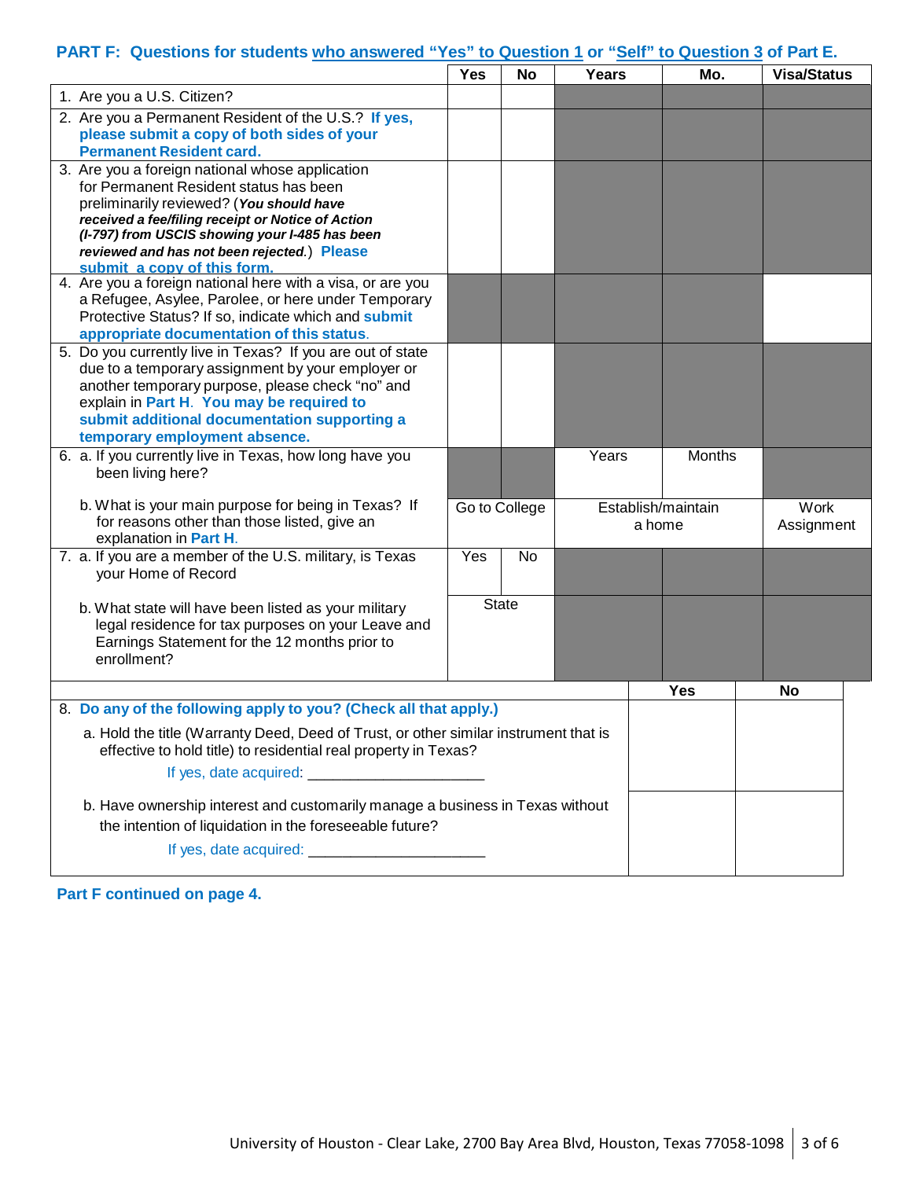## PART F: Questions for students who answered "Yes" to Question 1 or "Self" to Question 3 of Part E.

| | Yes | No | Years | Mo. | Visa/Status |
|---|---|---|---|---|---|
| 1. Are you a U.S. Citizen? | | | | | |
| 2. Are you a Permanent Resident of the U.S.? **If yes, please submit a copy of both sides of your Permanent Resident card.** | | | | | |
| 3. Are you a foreign national whose application for Permanent Resident status has been preliminarily reviewed? (***You should have received a fee/filing receipt or Notice of Action (I-797) from USCIS showing your I-485 has been reviewed and has not been rejected.***) **Please submit a copy of this form.** | | | | | |
| 4. Are you a foreign national here with a visa, or are you a Refugee, Asylee, Parolee, or here under Temporary Protective Status? If so, indicate which and **submit appropriate documentation of this status**. | | | | | |
| 5. Do you currently live in Texas? If you are out of state due to a temporary assignment by your employer or another temporary purpose, please check "no" and explain in **Part H**. **You may be required to submit additional documentation supporting a temporary employment absence.** | | | | | |
| 6. a. If you currently live in Texas, how long have you been living here? | | | Years | Months | |
| b. What is your main purpose for being in Texas? If for reasons other than those listed, give an explanation in **Part H**. | Go to College | | Establish/maintain a home | | Work Assignment |
| 7. a. If you are a member of the U.S. military, is Texas your Home of Record | Yes | No | | | |
| b. What state will have been listed as your military legal residence for tax purposes on your Leave and Earnings Statement for the 12 months prior to enrollment? | State | | | | |

| | Yes | No |
|---|---|---|
| 8. **Do any of the following apply to you? (Check all that apply.)** | | |
| a. Hold the title (Warranty Deed, Deed of Trust, or other similar instrument that is effective to hold title) to residential real property in Texas? If yes, date acquired: ______________________ | | |
| b. Have ownership interest and customarily manage a business in Texas without the intention of liquidation in the foreseeable future? If yes, date acquired: ______________________ | | |

**Part F continued on page 4.**

University of Houston - Clear Lake, 2700 Bay Area Blvd, Houston, Texas 77058-1098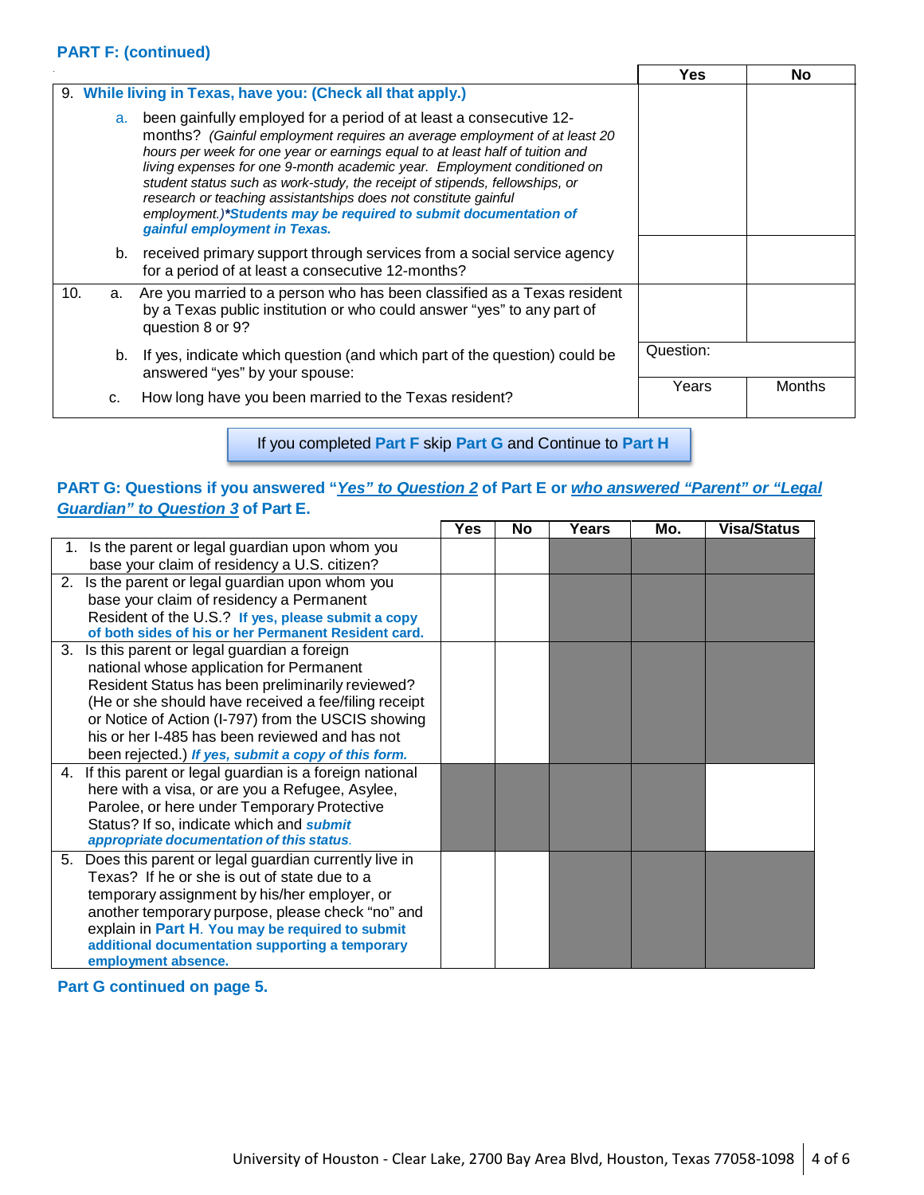**PART F: (continued)**

| | Yes | No |
|---|---|---|
| 9. **While living in Texas, have you: (Check all that apply.)** | | |
| a. been gainfully employed for a period of at least a consecutive 12-months? *(Gainful employment requires an average employment of at least 20 hours per week for one year or earnings equal to at least half of tuition and living expenses for one 9-month academic year. Employment conditioned on student status such as work-study, the receipt of stipends, fellowships, or research or teaching assistantships does not constitute gainful employment.)* ***Students may be required to submit documentation of gainful employment in Texas.*** | | |
| b. received primary support through services from a social service agency for a period of at least a consecutive 12-months? | | |
| 10. a. Are you married to a person who has been classified as a Texas resident by a Texas public institution or who could answer "yes" to any part of question 8 or 9? | | |
| b. If yes, indicate which question (and which part of the question) could be answered "yes" by your spouse: | Question: | |
| c. How long have you been married to the Texas resident? | Years | Months |

If you completed **Part F** skip **Part G** and Continue to **Part H**

**PART G: Questions if you answered "*Yes" to Question 2* of Part E or *who answered "Parent" or "Legal Guardian" to Question 3* of Part E.**

| | Yes | No | Years | Mo. | Visa/Status |
|---|---|---|---|---|---|
| 1. Is the parent or legal guardian upon whom you base your claim of residency a U.S. citizen? | | | | | |
| 2. Is the parent or legal guardian upon whom you base your claim of residency a Permanent Resident of the U.S.? **If yes, please submit a copy of both sides of his or her Permanent Resident card.** | | | | | |
| 3. Is this parent or legal guardian a foreign national whose application for Permanent Resident Status has been preliminarily reviewed? (He or she should have received a fee/filing receipt or Notice of Action (I-797) from the USCIS showing his or her I-485 has been reviewed and has not been rejected.) ***If yes, submit a copy of this form.*** | | | | | |
| 4. If this parent or legal guardian is a foreign national here with a visa, or are you a Refugee, Asylee, Parolee, or here under Temporary Protective Status? If so, indicate which and ***submit appropriate documentation of this status***. | | | | | |
| 5. Does this parent or legal guardian currently live in Texas? If he or she is out of state due to a temporary assignment by his/her employer, or another temporary purpose, please check "no" and explain in **Part H**. **You may be required to submit additional documentation supporting a temporary employment absence.** | | | | | |

**Part G continued on page 5.**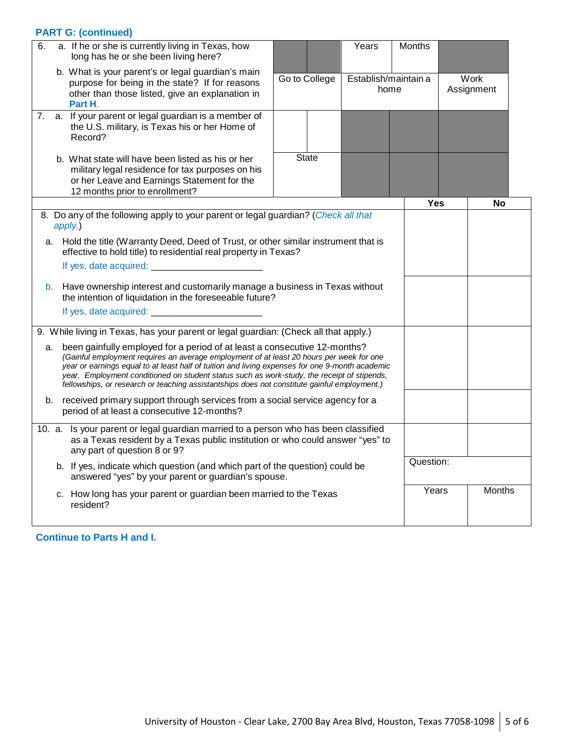### PART G: (continued)

| Question | | | | | |
|---|---|---|---|---|---|
| 6. a. If he or she is currently living in Texas, how long has he or she been living here? | | | Years | Months | |
| b. What is your parent's or legal guardian's main purpose for being in the state? If for reasons other than those listed, give an explanation in **Part H**. | Go to College | | Establish/maintain a home | | Work Assignment |
| 7. a. If your parent or legal guardian is a member of the U.S. military, is Texas his or her Home of Record? | | | | | |
| b. What state will have been listed as his or her military legal residence for tax purposes on his or her Leave and Earnings Statement for the 12 months prior to enrollment? | State | | | | |

| | Yes | No |
|---|---|---|
| 8. Do any of the following apply to your parent or legal guardian? (*Check all that apply.*) | | |
| a. Hold the title (Warranty Deed, Deed of Trust, or other similar instrument that is effective to hold title) to residential real property in Texas? If yes, date acquired: ____________________ | | |
| b. Have ownership interest and customarily manage a business in Texas without the intention of liquidation in the foreseeable future? If yes, date acquired: ____________________ | | |
| 9. While living in Texas, has your parent or legal guardian: (Check all that apply.) | | |
| a. been gainfully employed for a period of at least a consecutive 12-months? *(Gainful employment requires an average employment of at least 20 hours per week for one year or earnings equal to at least half of tuition and living expenses for one 9-month academic year. Employment conditioned on student status such as work-study, the receipt of stipends, fellowships, or research or teaching assistantships does not constitute gainful employment.)* | | |
| b. received primary support through services from a social service agency for a period of at least a consecutive 12-months? | | |
| 10. a. Is your parent or legal guardian married to a person who has been classified as a Texas resident by a Texas public institution or who could answer "yes" to any part of question 8 or 9? | | |
| b. If yes, indicate which question (and which part of the question) could be answered "yes" by your parent or guardian's spouse. | Question: | |
| c. How long has your parent or guardian been married to the Texas resident? | Years | Months |

**Continue to Parts H and I.**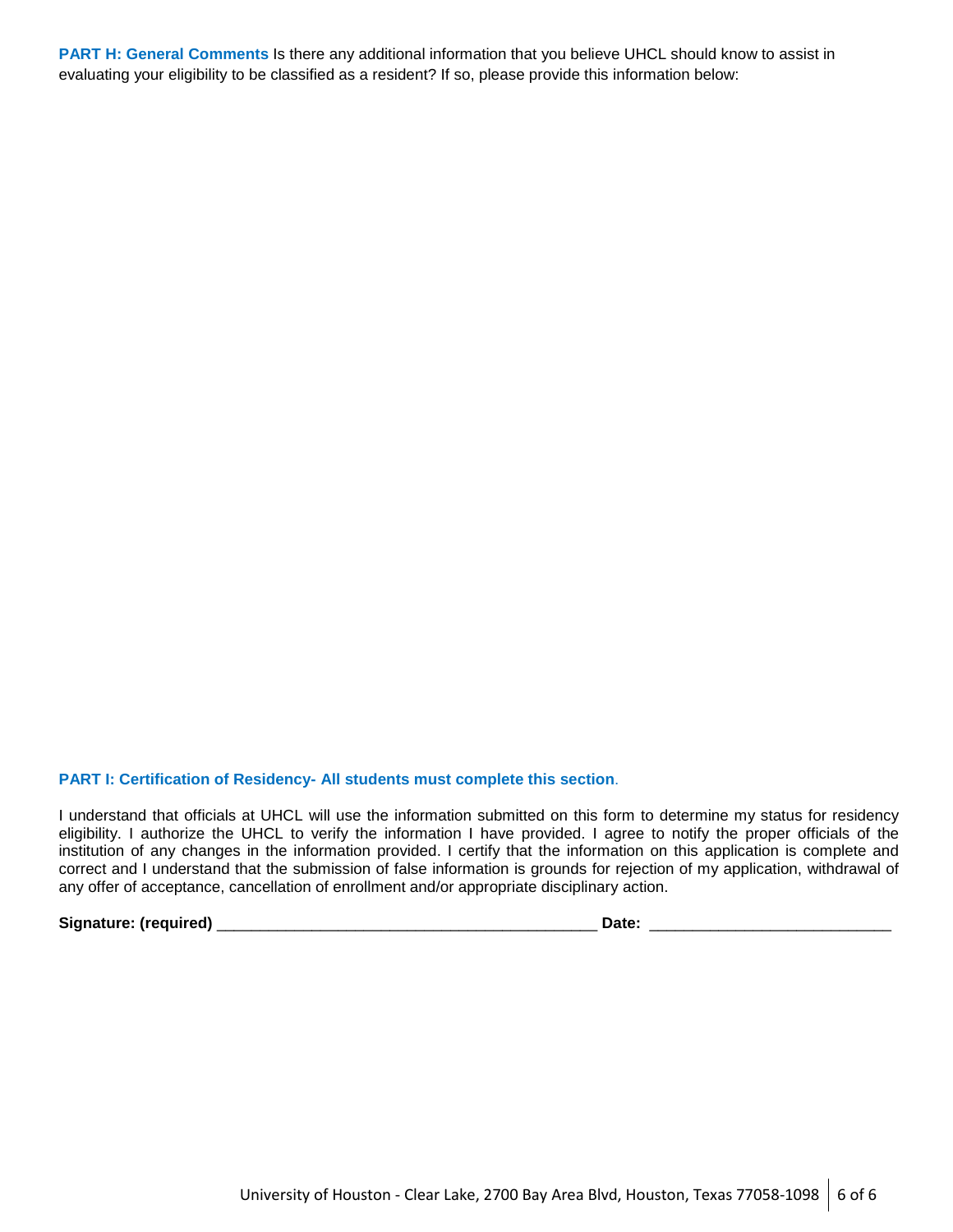**PART H: General Comments** Is there any additional information that you believe UHCL should know to assist in evaluating your eligibility to be classified as a resident? If so, please provide this information below:

**PART I: Certification of Residency- All students must complete this section.**

I understand that officials at UHCL will use the information submitted on this form to determine my status for residency eligibility. I authorize the UHCL to verify the information I have provided. I agree to notify the proper officials of the institution of any changes in the information provided. I certify that the information on this application is complete and correct and I understand that the submission of false information is grounds for rejection of my application, withdrawal of any offer of acceptance, cancellation of enrollment and/or appropriate disciplinary action.

**Signature: (required)** ____________________________________________ **Date:** ___________________________

University of Houston - Clear Lake, 2700 Bay Area Blvd, Houston, Texas 77058-1098